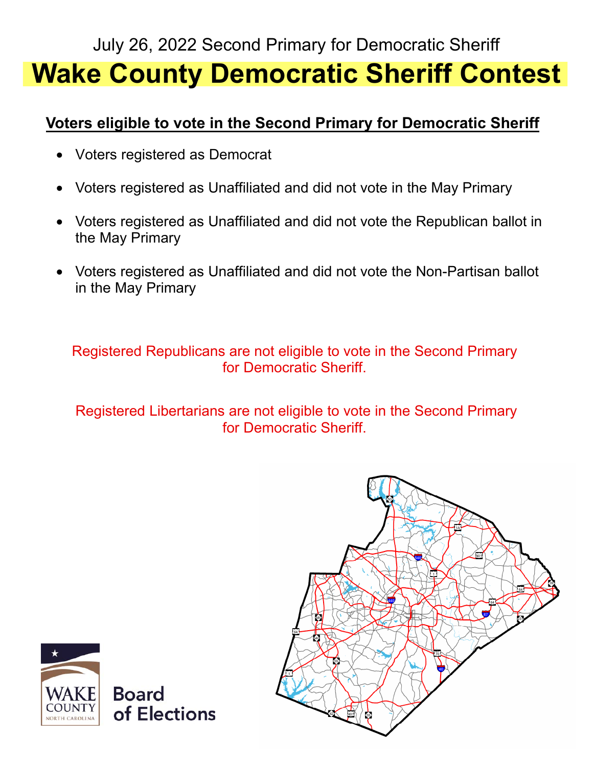July 26, 2022 Second Primary for Democratic Sheriff

# Wake County Democratic Sheriff Contest

## Voters eligible to vote in the Second Primary for Democratic Sheriff

- Voters registered as Democrat
- Voters registered as Unaffiliated and did not vote in the May Primary
- Voters registered as Unaffiliated and did not vote the Republican ballot in the May Primary
- Voters registered as Unaffiliated and did not vote the Non-Partisan ballot in the May Primary

Registered Republicans are not eligible to vote in the Second Primary for Democratic Sheriff.

Registered Libertarians are not eligible to vote in the Second Primary for Democratic Sheriff.

WAKE COUNTY NORTH CAROLINA Board of Elections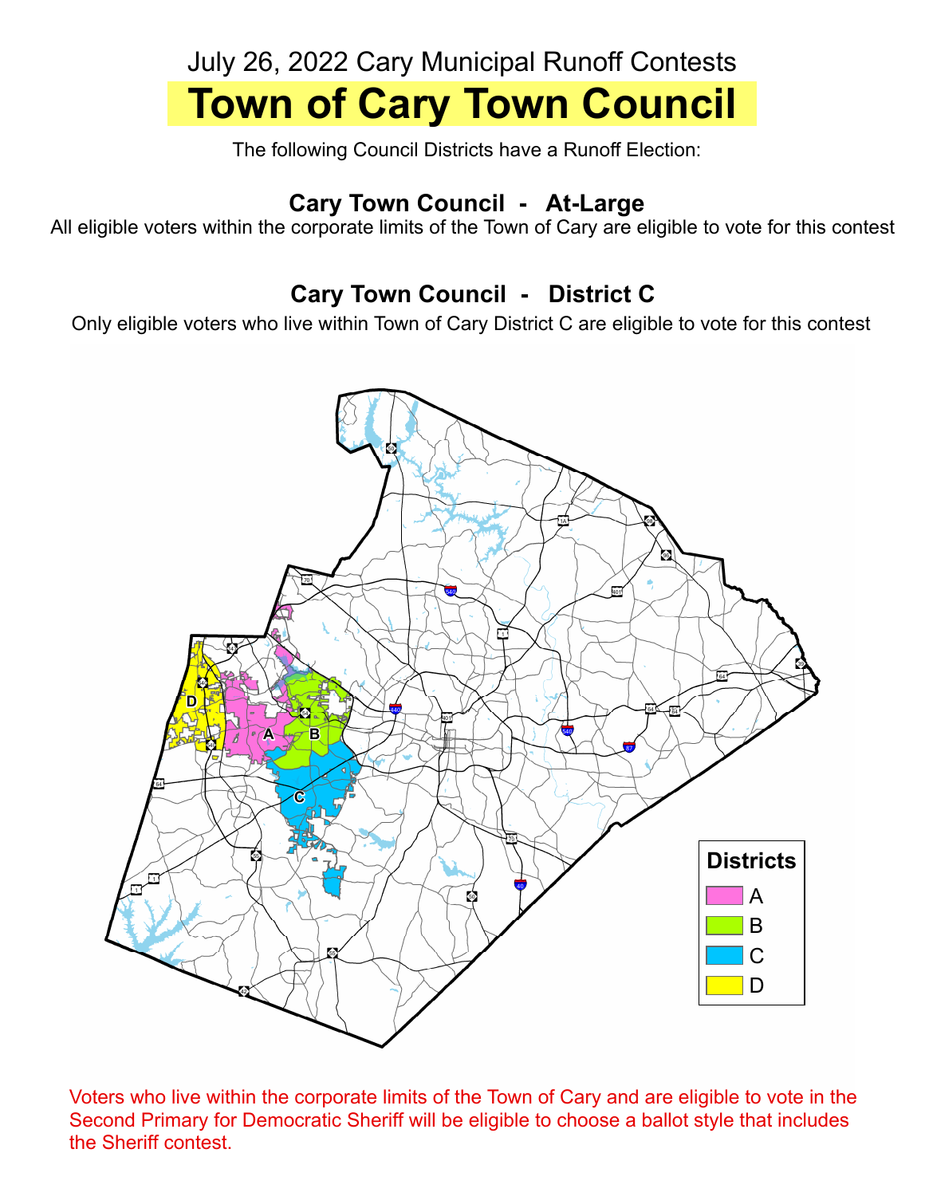July 26, 2022 Cary Municipal Runoff Contests

# Town of Cary Town Council

The following Council Districts have a Runoff Election:

### Cary Town Council - At-Large

All eligible voters within the corporate limits of the Town of Cary are eligible to vote for this contest

### Cary Town Council - District C

Only eligible voters who live within Town of Cary District C are eligible to vote for this contest

Districts
A
B
C
D

Voters who live within the corporate limits of the Town of Cary and are eligible to vote in the Second Primary for Democratic Sheriff will be eligible to choose a ballot style that includes the Sheriff contest.